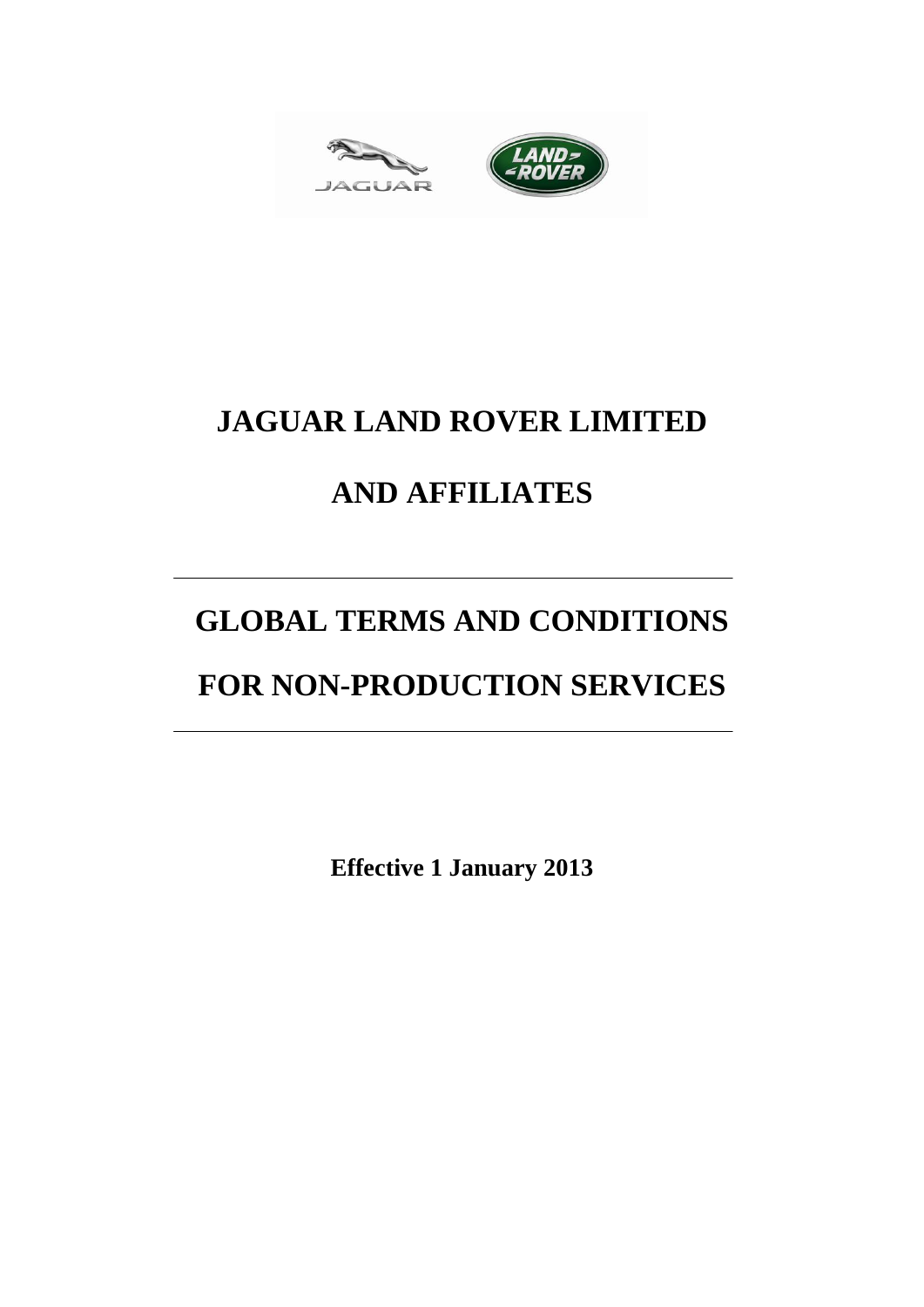# JAGUAR LAND ROVER LIMITED

# AND AFFILIATES

---

# GLOBAL TERMS AND CONDITIONS

# FOR NON-PRODUCTION SERVICES

---

**Effective 1 January 2013**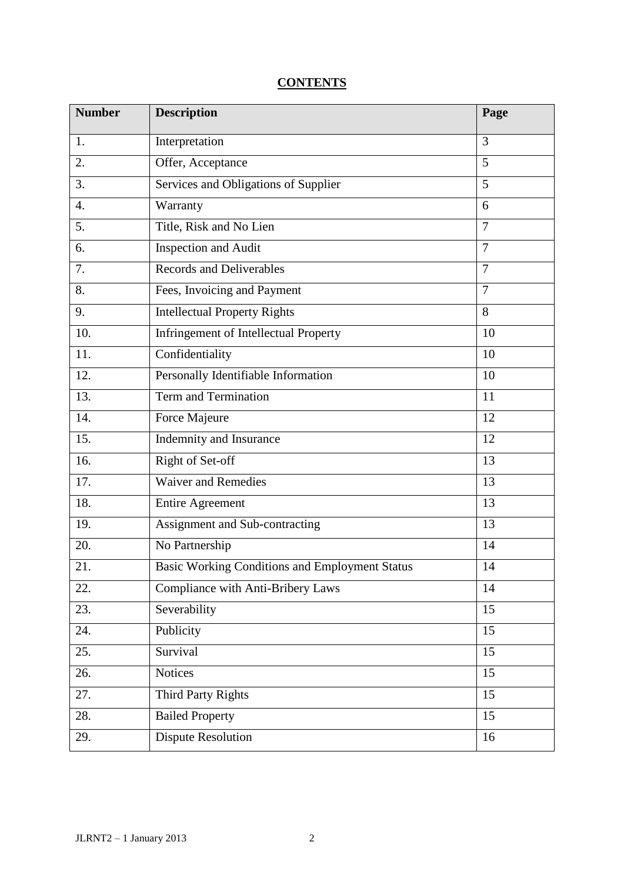# **CONTENTS**

| **Number** | **Description** | **Page** |
|---|---|---|
| 1. | Interpretation | 3 |
| 2. | Offer, Acceptance | 5 |
| 3. | Services and Obligations of Supplier | 5 |
| 4. | Warranty | 6 |
| 5. | Title, Risk and No Lien | 7 |
| 6. | Inspection and Audit | 7 |
| 7. | Records and Deliverables | 7 |
| 8. | Fees, Invoicing and Payment | 7 |
| 9. | Intellectual Property Rights | 8 |
| 10. | Infringement of Intellectual Property | 10 |
| 11. | Confidentiality | 10 |
| 12. | Personally Identifiable Information | 10 |
| 13. | Term and Termination | 11 |
| 14. | Force Majeure | 12 |
| 15. | Indemnity and Insurance | 12 |
| 16. | Right of Set-off | 13 |
| 17. | Waiver and Remedies | 13 |
| 18. | Entire Agreement | 13 |
| 19. | Assignment and Sub-contracting | 13 |
| 20. | No Partnership | 14 |
| 21. | Basic Working Conditions and Employment Status | 14 |
| 22. | Compliance with Anti-Bribery Laws | 14 |
| 23. | Severability | 15 |
| 24. | Publicity | 15 |
| 25. | Survival | 15 |
| 26. | Notices | 15 |
| 27. | Third Party Rights | 15 |
| 28. | Bailed Property | 15 |
| 29. | Dispute Resolution | 16 |

JLRNT2 – 1 January 2013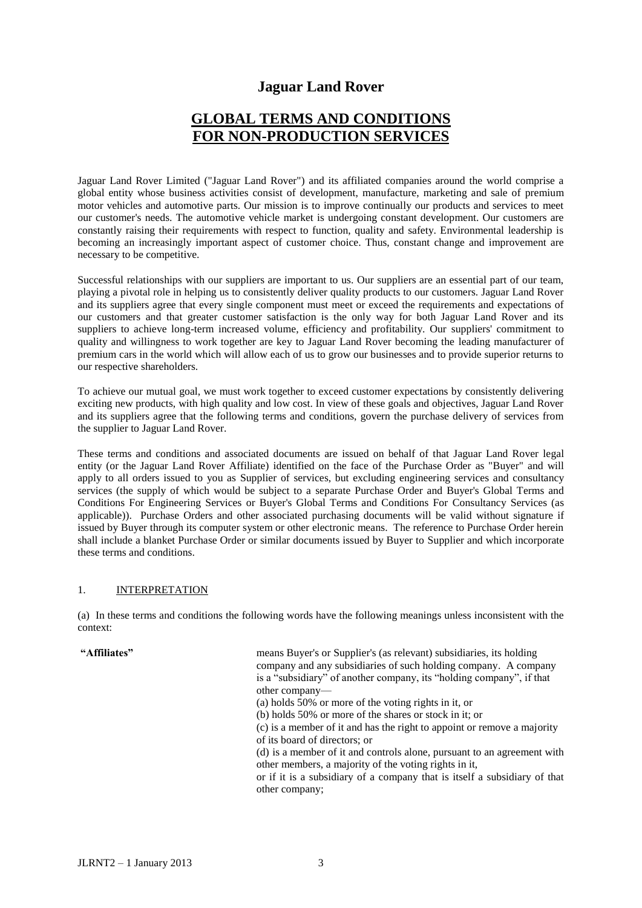# Jaguar Land Rover

## GLOBAL TERMS AND CONDITIONS FOR NON-PRODUCTION SERVICES

Jaguar Land Rover Limited ("Jaguar Land Rover") and its affiliated companies around the world comprise a global entity whose business activities consist of development, manufacture, marketing and sale of premium motor vehicles and automotive parts. Our mission is to improve continually our products and services to meet our customer's needs. The automotive vehicle market is undergoing constant development. Our customers are constantly raising their requirements with respect to function, quality and safety. Environmental leadership is becoming an increasingly important aspect of customer choice. Thus, constant change and improvement are necessary to be competitive.

Successful relationships with our suppliers are important to us. Our suppliers are an essential part of our team, playing a pivotal role in helping us to consistently deliver quality products to our customers. Jaguar Land Rover and its suppliers agree that every single component must meet or exceed the requirements and expectations of our customers and that greater customer satisfaction is the only way for both Jaguar Land Rover and its suppliers to achieve long-term increased volume, efficiency and profitability. Our suppliers' commitment to quality and willingness to work together are key to Jaguar Land Rover becoming the leading manufacturer of premium cars in the world which will allow each of us to grow our businesses and to provide superior returns to our respective shareholders.

To achieve our mutual goal, we must work together to exceed customer expectations by consistently delivering exciting new products, with high quality and low cost. In view of these goals and objectives, Jaguar Land Rover and its suppliers agree that the following terms and conditions, govern the purchase delivery of services from the supplier to Jaguar Land Rover.

These terms and conditions and associated documents are issued on behalf of that Jaguar Land Rover legal entity (or the Jaguar Land Rover Affiliate) identified on the face of the Purchase Order as "Buyer" and will apply to all orders issued to you as Supplier of services, but excluding engineering services and consultancy services (the supply of which would be subject to a separate Purchase Order and Buyer's Global Terms and Conditions For Engineering Services or Buyer's Global Terms and Conditions For Consultancy Services (as applicable)). Purchase Orders and other associated purchasing documents will be valid without signature if issued by Buyer through its computer system or other electronic means. The reference to Purchase Order herein shall include a blanket Purchase Order or similar documents issued by Buyer to Supplier and which incorporate these terms and conditions.

### 1. INTERPRETATION

(a) In these terms and conditions the following words have the following meanings unless inconsistent with the context:

**"Affiliates"** means Buyer's or Supplier's (as relevant) subsidiaries, its holding company and any subsidiaries of such holding company. A company is a "subsidiary" of another company, its "holding company", if that other company—

(a) holds 50% or more of the voting rights in it, or

(b) holds 50% or more of the shares or stock in it; or

(c) is a member of it and has the right to appoint or remove a majority of its board of directors; or

(d) is a member of it and controls alone, pursuant to an agreement with other members, a majority of the voting rights in it,

or if it is a subsidiary of a company that is itself a subsidiary of that other company;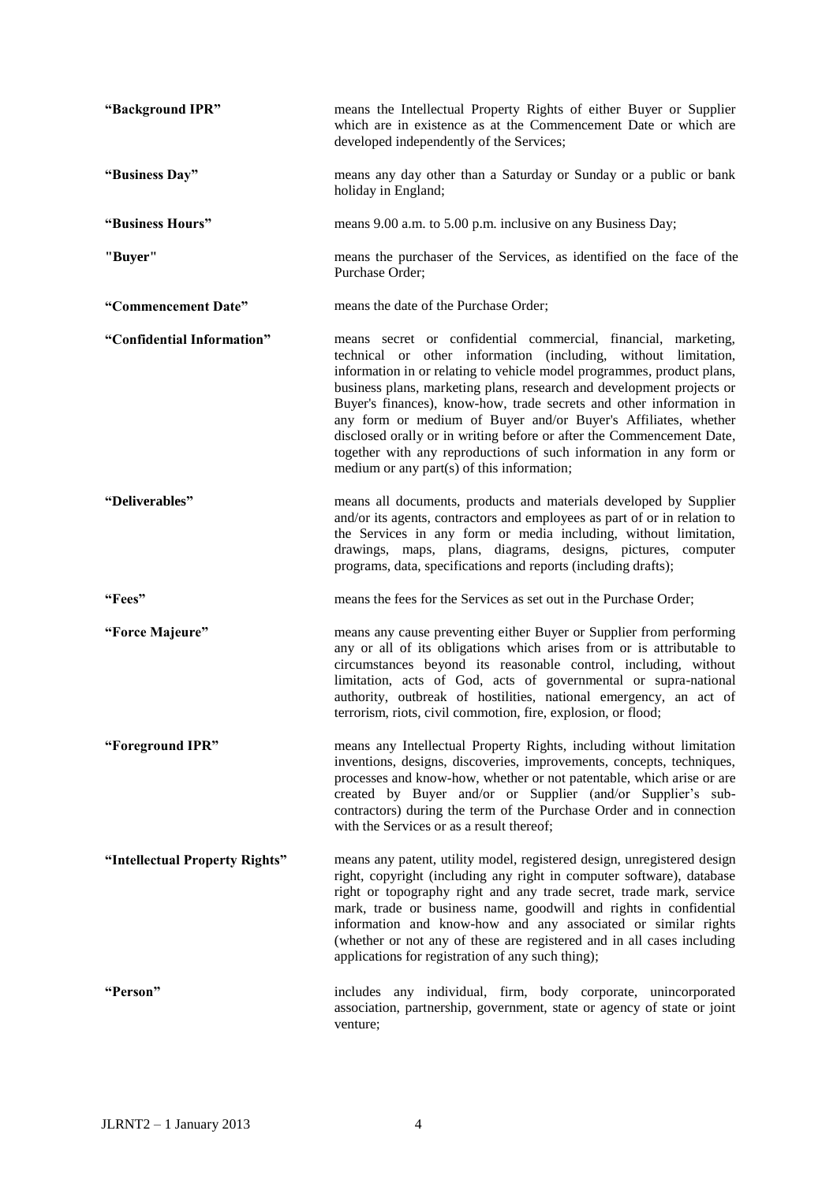**"Background IPR"** means the Intellectual Property Rights of either Buyer or Supplier which are in existence as at the Commencement Date or which are developed independently of the Services;

**"Business Day"** means any day other than a Saturday or Sunday or a public or bank holiday in England;

**"Business Hours"** means 9.00 a.m. to 5.00 p.m. inclusive on any Business Day;

**"Buyer"** means the purchaser of the Services, as identified on the face of the Purchase Order;

**"Commencement Date"** means the date of the Purchase Order;

**"Confidential Information"** means secret or confidential commercial, financial, marketing, technical or other information (including, without limitation, information in or relating to vehicle model programmes, product plans, business plans, marketing plans, research and development projects or Buyer's finances), know-how, trade secrets and other information in any form or medium of Buyer and/or Buyer's Affiliates, whether disclosed orally or in writing before or after the Commencement Date, together with any reproductions of such information in any form or medium or any part(s) of this information;

**"Deliverables"** means all documents, products and materials developed by Supplier and/or its agents, contractors and employees as part of or in relation to the Services in any form or media including, without limitation, drawings, maps, plans, diagrams, designs, pictures, computer programs, data, specifications and reports (including drafts);

**"Fees"** means the fees for the Services as set out in the Purchase Order;

**"Force Majeure"** means any cause preventing either Buyer or Supplier from performing any or all of its obligations which arises from or is attributable to circumstances beyond its reasonable control, including, without limitation, acts of God, acts of governmental or supra-national authority, outbreak of hostilities, national emergency, an act of terrorism, riots, civil commotion, fire, explosion, or flood;

**"Foreground IPR"** means any Intellectual Property Rights, including without limitation inventions, designs, discoveries, improvements, concepts, techniques, processes and know-how, whether or not patentable, which arise or are created by Buyer and/or or Supplier (and/or Supplier's sub-contractors) during the term of the Purchase Order and in connection with the Services or as a result thereof;

**"Intellectual Property Rights"** means any patent, utility model, registered design, unregistered design right, copyright (including any right in computer software), database right or topography right and any trade secret, trade mark, service mark, trade or business name, goodwill and rights in confidential information and know-how and any associated or similar rights (whether or not any of these are registered and in all cases including applications for registration of any such thing);

**"Person"** includes any individual, firm, body corporate, unincorporated association, partnership, government, state or agency of state or joint venture;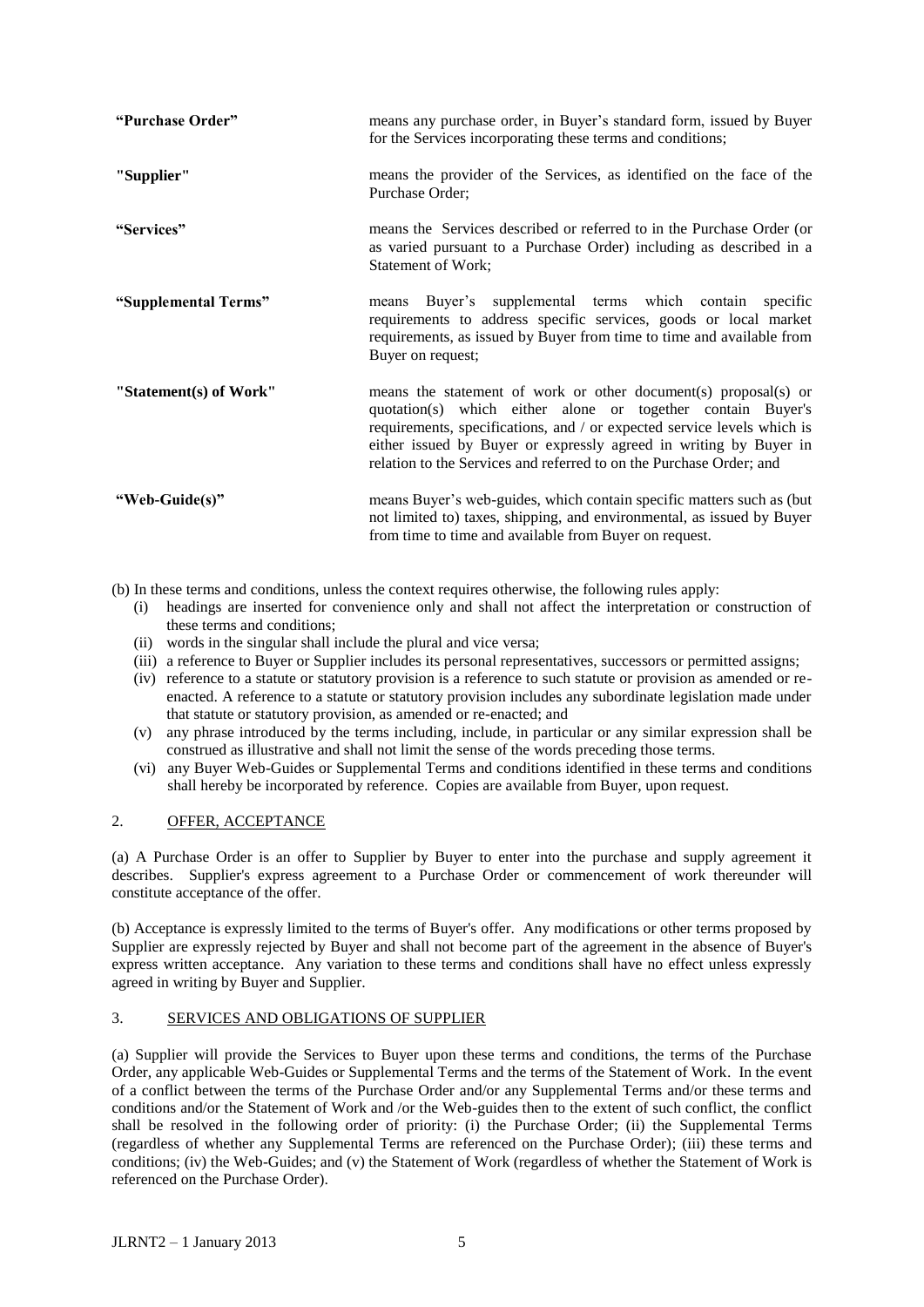| | |
|---|---|
| **"Purchase Order"** | means any purchase order, in Buyer's standard form, issued by Buyer for the Services incorporating these terms and conditions; |
| **"Supplier"** | means the provider of the Services, as identified on the face of the Purchase Order; |
| **"Services"** | means the Services described or referred to in the Purchase Order (or as varied pursuant to a Purchase Order) including as described in a Statement of Work; |
| **"Supplemental Terms"** | means Buyer's supplemental terms which contain specific requirements to address specific services, goods or local market requirements, as issued by Buyer from time to time and available from Buyer on request; |
| **"Statement(s) of Work"** | means the statement of work or other document(s) proposal(s) or quotation(s) which either alone or together contain Buyer's requirements, specifications, and / or expected service levels which is either issued by Buyer or expressly agreed in writing by Buyer in relation to the Services and referred to on the Purchase Order; and |
| **"Web-Guide(s)"** | means Buyer's web-guides, which contain specific matters such as (but not limited to) taxes, shipping, and environmental, as issued by Buyer from time to time and available from Buyer on request. |

(b) In these terms and conditions, unless the context requires otherwise, the following rules apply:

- (i) headings are inserted for convenience only and shall not affect the interpretation or construction of these terms and conditions;
- (ii) words in the singular shall include the plural and vice versa;
- (iii) a reference to Buyer or Supplier includes its personal representatives, successors or permitted assigns;
- (iv) reference to a statute or statutory provision is a reference to such statute or provision as amended or re-enacted. A reference to a statute or statutory provision includes any subordinate legislation made under that statute or statutory provision, as amended or re-enacted; and
- (v) any phrase introduced by the terms including, include, in particular or any similar expression shall be construed as illustrative and shall not limit the sense of the words preceding those terms.
- (vi) any Buyer Web-Guides or Supplemental Terms and conditions identified in these terms and conditions shall hereby be incorporated by reference. Copies are available from Buyer, upon request.

## 2. OFFER, ACCEPTANCE

(a) A Purchase Order is an offer to Supplier by Buyer to enter into the purchase and supply agreement it describes. Supplier's express agreement to a Purchase Order or commencement of work thereunder will constitute acceptance of the offer.

(b) Acceptance is expressly limited to the terms of Buyer's offer. Any modifications or other terms proposed by Supplier are expressly rejected by Buyer and shall not become part of the agreement in the absence of Buyer's express written acceptance. Any variation to these terms and conditions shall have no effect unless expressly agreed in writing by Buyer and Supplier.

## 3. SERVICES AND OBLIGATIONS OF SUPPLIER

(a) Supplier will provide the Services to Buyer upon these terms and conditions, the terms of the Purchase Order, any applicable Web-Guides or Supplemental Terms and the terms of the Statement of Work. In the event of a conflict between the terms of the Purchase Order and/or any Supplemental Terms and/or these terms and conditions and/or the Statement of Work and /or the Web-guides then to the extent of such conflict, the conflict shall be resolved in the following order of priority: (i) the Purchase Order; (ii) the Supplemental Terms (regardless of whether any Supplemental Terms are referenced on the Purchase Order); (iii) these terms and conditions; (iv) the Web-Guides; and (v) the Statement of Work (regardless of whether the Statement of Work is referenced on the Purchase Order).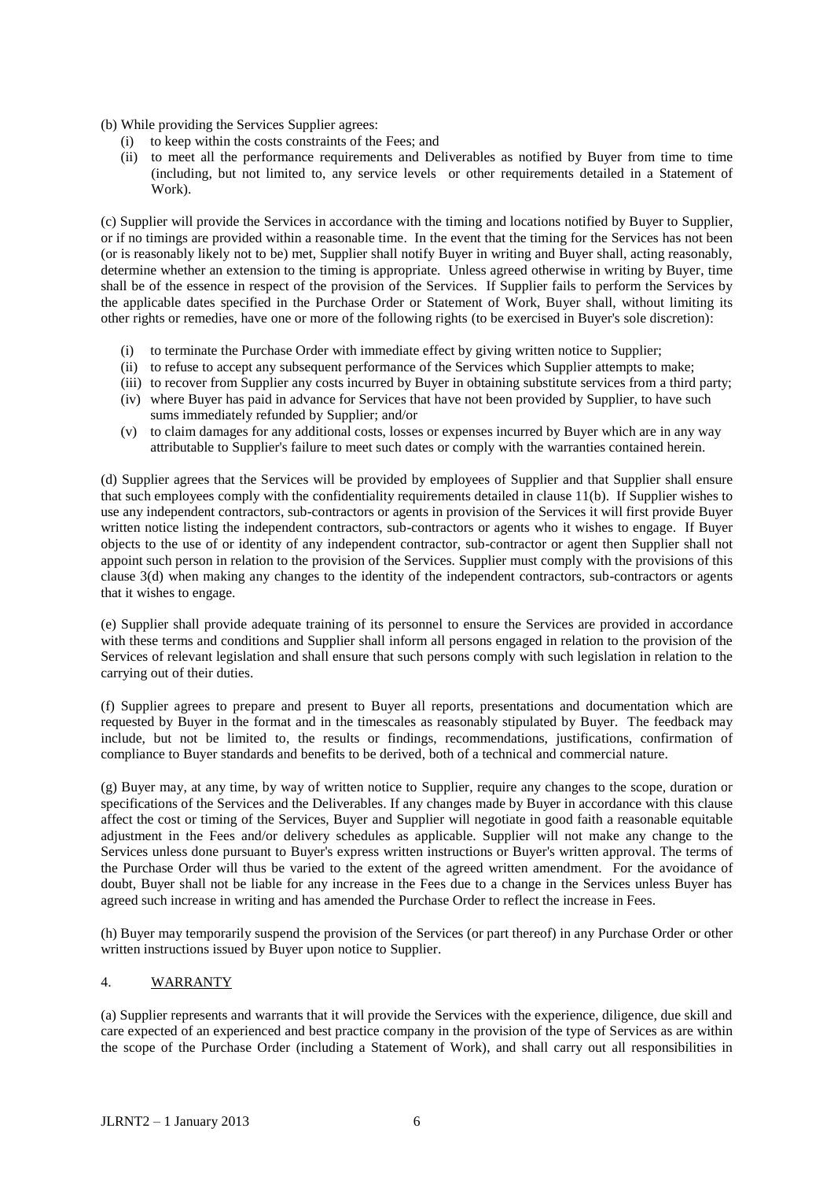(b) While providing the Services Supplier agrees:

  (i) to keep within the costs constraints of the Fees; and
  (ii) to meet all the performance requirements and Deliverables as notified by Buyer from time to time (including, but not limited to, any service levels or other requirements detailed in a Statement of Work).

(c) Supplier will provide the Services in accordance with the timing and locations notified by Buyer to Supplier, or if no timings are provided within a reasonable time. In the event that the timing for the Services has not been (or is reasonably likely not to be) met, Supplier shall notify Buyer in writing and Buyer shall, acting reasonably, determine whether an extension to the timing is appropriate. Unless agreed otherwise in writing by Buyer, time shall be of the essence in respect of the provision of the Services. If Supplier fails to perform the Services by the applicable dates specified in the Purchase Order or Statement of Work, Buyer shall, without limiting its other rights or remedies, have one or more of the following rights (to be exercised in Buyer's sole discretion):

  (i) to terminate the Purchase Order with immediate effect by giving written notice to Supplier;
  (ii) to refuse to accept any subsequent performance of the Services which Supplier attempts to make;
  (iii) to recover from Supplier any costs incurred by Buyer in obtaining substitute services from a third party;
  (iv) where Buyer has paid in advance for Services that have not been provided by Supplier, to have such sums immediately refunded by Supplier; and/or
  (v) to claim damages for any additional costs, losses or expenses incurred by Buyer which are in any way attributable to Supplier's failure to meet such dates or comply with the warranties contained herein.

(d) Supplier agrees that the Services will be provided by employees of Supplier and that Supplier shall ensure that such employees comply with the confidentiality requirements detailed in clause 11(b). If Supplier wishes to use any independent contractors, sub-contractors or agents in provision of the Services it will first provide Buyer written notice listing the independent contractors, sub-contractors or agents who it wishes to engage. If Buyer objects to the use of or identity of any independent contractor, sub-contractor or agent then Supplier shall not appoint such person in relation to the provision of the Services. Supplier must comply with the provisions of this clause 3(d) when making any changes to the identity of the independent contractors, sub-contractors or agents that it wishes to engage.

(e) Supplier shall provide adequate training of its personnel to ensure the Services are provided in accordance with these terms and conditions and Supplier shall inform all persons engaged in relation to the provision of the Services of relevant legislation and shall ensure that such persons comply with such legislation in relation to the carrying out of their duties.

(f) Supplier agrees to prepare and present to Buyer all reports, presentations and documentation which are requested by Buyer in the format and in the timescales as reasonably stipulated by Buyer. The feedback may include, but not be limited to, the results or findings, recommendations, justifications, confirmation of compliance to Buyer standards and benefits to be derived, both of a technical and commercial nature.

(g) Buyer may, at any time, by way of written notice to Supplier, require any changes to the scope, duration or specifications of the Services and the Deliverables. If any changes made by Buyer in accordance with this clause affect the cost or timing of the Services, Buyer and Supplier will negotiate in good faith a reasonable equitable adjustment in the Fees and/or delivery schedules as applicable. Supplier will not make any change to the Services unless done pursuant to Buyer's express written instructions or Buyer's written approval. The terms of the Purchase Order will thus be varied to the extent of the agreed written amendment. For the avoidance of doubt, Buyer shall not be liable for any increase in the Fees due to a change in the Services unless Buyer has agreed such increase in writing and has amended the Purchase Order to reflect the increase in Fees.

(h) Buyer may temporarily suspend the provision of the Services (or part thereof) in any Purchase Order or other written instructions issued by Buyer upon notice to Supplier.

## 4. WARRANTY

(a) Supplier represents and warrants that it will provide the Services with the experience, diligence, due skill and care expected of an experienced and best practice company in the provision of the type of Services as are within the scope of the Purchase Order (including a Statement of Work), and shall carry out all responsibilities in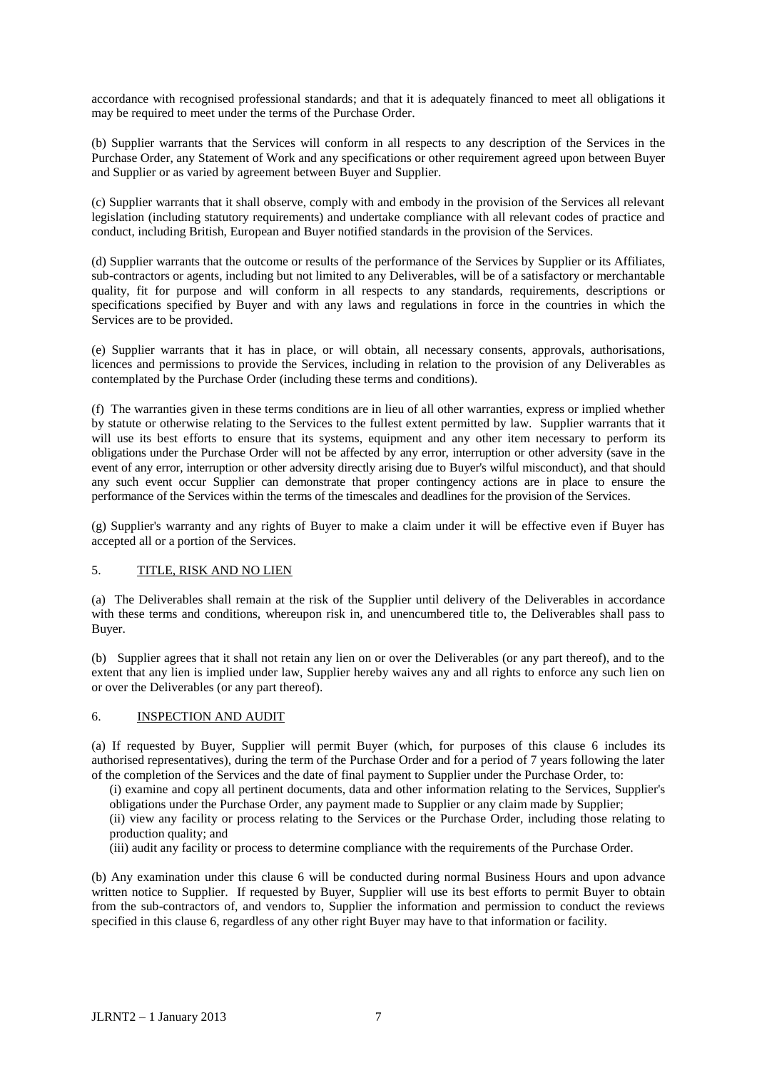accordance with recognised professional standards; and that it is adequately financed to meet all obligations it may be required to meet under the terms of the Purchase Order.

(b) Supplier warrants that the Services will conform in all respects to any description of the Services in the Purchase Order, any Statement of Work and any specifications or other requirement agreed upon between Buyer and Supplier or as varied by agreement between Buyer and Supplier.

(c) Supplier warrants that it shall observe, comply with and embody in the provision of the Services all relevant legislation (including statutory requirements) and undertake compliance with all relevant codes of practice and conduct, including British, European and Buyer notified standards in the provision of the Services.

(d) Supplier warrants that the outcome or results of the performance of the Services by Supplier or its Affiliates, sub-contractors or agents, including but not limited to any Deliverables, will be of a satisfactory or merchantable quality, fit for purpose and will conform in all respects to any standards, requirements, descriptions or specifications specified by Buyer and with any laws and regulations in force in the countries in which the Services are to be provided.

(e) Supplier warrants that it has in place, or will obtain, all necessary consents, approvals, authorisations, licences and permissions to provide the Services, including in relation to the provision of any Deliverables as contemplated by the Purchase Order (including these terms and conditions).

(f) The warranties given in these terms conditions are in lieu of all other warranties, express or implied whether by statute or otherwise relating to the Services to the fullest extent permitted by law. Supplier warrants that it will use its best efforts to ensure that its systems, equipment and any other item necessary to perform its obligations under the Purchase Order will not be affected by any error, interruption or other adversity (save in the event of any error, interruption or other adversity directly arising due to Buyer's wilful misconduct), and that should any such event occur Supplier can demonstrate that proper contingency actions are in place to ensure the performance of the Services within the terms of the timescales and deadlines for the provision of the Services.

(g) Supplier's warranty and any rights of Buyer to make a claim under it will be effective even if Buyer has accepted all or a portion of the Services.

## 5. TITLE, RISK AND NO LIEN

(a) The Deliverables shall remain at the risk of the Supplier until delivery of the Deliverables in accordance with these terms and conditions, whereupon risk in, and unencumbered title to, the Deliverables shall pass to Buyer.

(b) Supplier agrees that it shall not retain any lien on or over the Deliverables (or any part thereof), and to the extent that any lien is implied under law, Supplier hereby waives any and all rights to enforce any such lien on or over the Deliverables (or any part thereof).

## 6. INSPECTION AND AUDIT

(a) If requested by Buyer, Supplier will permit Buyer (which, for purposes of this clause 6 includes its authorised representatives), during the term of the Purchase Order and for a period of 7 years following the later of the completion of the Services and the date of final payment to Supplier under the Purchase Order, to:

(i) examine and copy all pertinent documents, data and other information relating to the Services, Supplier's obligations under the Purchase Order, any payment made to Supplier or any claim made by Supplier;

(ii) view any facility or process relating to the Services or the Purchase Order, including those relating to production quality; and

(iii) audit any facility or process to determine compliance with the requirements of the Purchase Order.

(b) Any examination under this clause 6 will be conducted during normal Business Hours and upon advance written notice to Supplier. If requested by Buyer, Supplier will use its best efforts to permit Buyer to obtain from the sub-contractors of, and vendors to, Supplier the information and permission to conduct the reviews specified in this clause 6, regardless of any other right Buyer may have to that information or facility.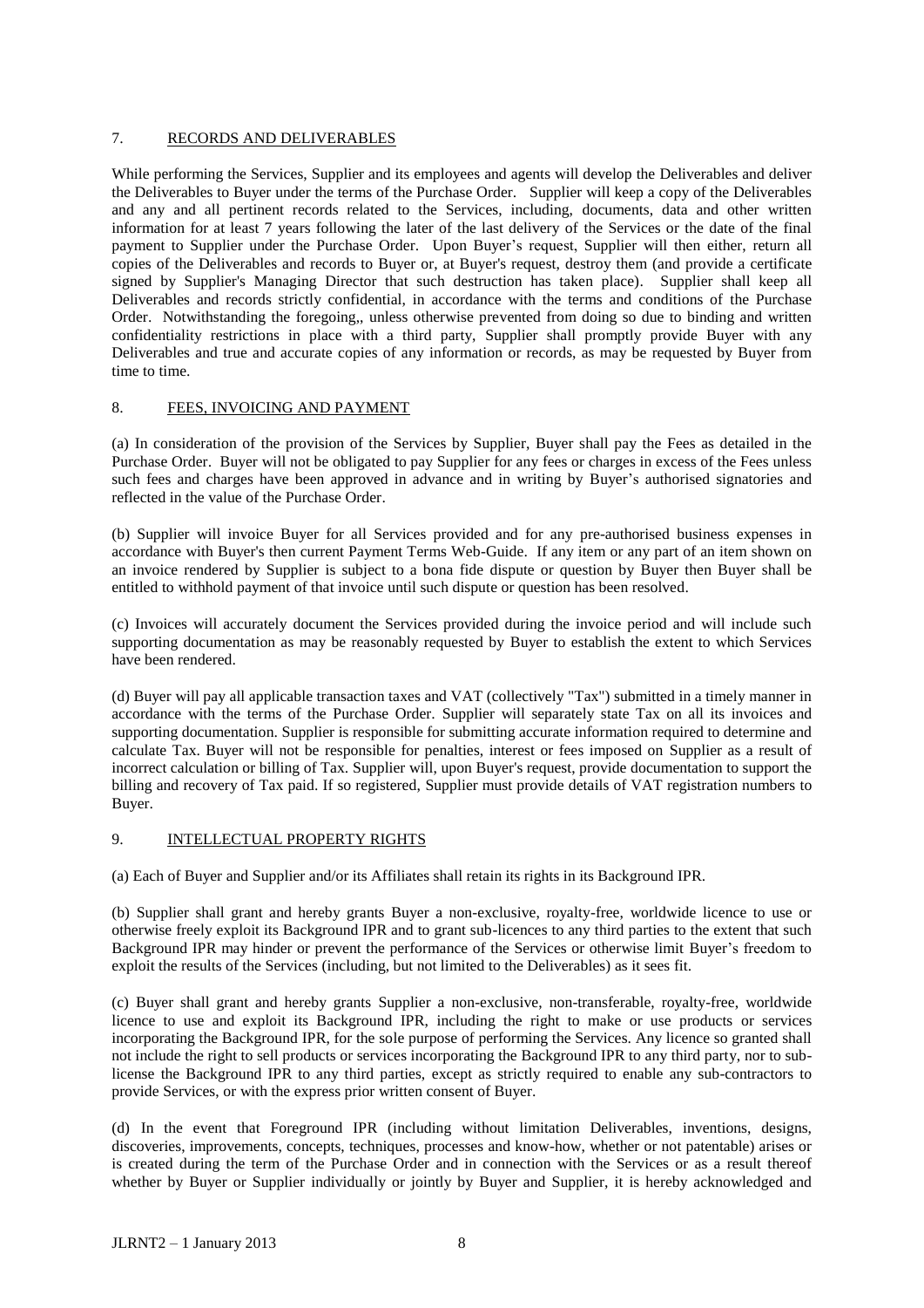## 7. RECORDS AND DELIVERABLES

While performing the Services, Supplier and its employees and agents will develop the Deliverables and deliver the Deliverables to Buyer under the terms of the Purchase Order. Supplier will keep a copy of the Deliverables and any and all pertinent records related to the Services, including, documents, data and other written information for at least 7 years following the later of the last delivery of the Services or the date of the final payment to Supplier under the Purchase Order. Upon Buyer's request, Supplier will then either, return all copies of the Deliverables and records to Buyer or, at Buyer's request, destroy them (and provide a certificate signed by Supplier's Managing Director that such destruction has taken place). Supplier shall keep all Deliverables and records strictly confidential, in accordance with the terms and conditions of the Purchase Order. Notwithstanding the foregoing,, unless otherwise prevented from doing so due to binding and written confidentiality restrictions in place with a third party, Supplier shall promptly provide Buyer with any Deliverables and true and accurate copies of any information or records, as may be requested by Buyer from time to time.

## 8. FEES, INVOICING AND PAYMENT

(a) In consideration of the provision of the Services by Supplier, Buyer shall pay the Fees as detailed in the Purchase Order. Buyer will not be obligated to pay Supplier for any fees or charges in excess of the Fees unless such fees and charges have been approved in advance and in writing by Buyer's authorised signatories and reflected in the value of the Purchase Order.

(b) Supplier will invoice Buyer for all Services provided and for any pre-authorised business expenses in accordance with Buyer's then current Payment Terms Web-Guide. If any item or any part of an item shown on an invoice rendered by Supplier is subject to a bona fide dispute or question by Buyer then Buyer shall be entitled to withhold payment of that invoice until such dispute or question has been resolved.

(c) Invoices will accurately document the Services provided during the invoice period and will include such supporting documentation as may be reasonably requested by Buyer to establish the extent to which Services have been rendered.

(d) Buyer will pay all applicable transaction taxes and VAT (collectively "Tax") submitted in a timely manner in accordance with the terms of the Purchase Order. Supplier will separately state Tax on all its invoices and supporting documentation. Supplier is responsible for submitting accurate information required to determine and calculate Tax. Buyer will not be responsible for penalties, interest or fees imposed on Supplier as a result of incorrect calculation or billing of Tax. Supplier will, upon Buyer's request, provide documentation to support the billing and recovery of Tax paid. If so registered, Supplier must provide details of VAT registration numbers to Buyer.

## 9. INTELLECTUAL PROPERTY RIGHTS

(a) Each of Buyer and Supplier and/or its Affiliates shall retain its rights in its Background IPR.

(b) Supplier shall grant and hereby grants Buyer a non-exclusive, royalty-free, worldwide licence to use or otherwise freely exploit its Background IPR and to grant sub-licences to any third parties to the extent that such Background IPR may hinder or prevent the performance of the Services or otherwise limit Buyer's freedom to exploit the results of the Services (including, but not limited to the Deliverables) as it sees fit.

(c) Buyer shall grant and hereby grants Supplier a non-exclusive, non-transferable, royalty-free, worldwide licence to use and exploit its Background IPR, including the right to make or use products or services incorporating the Background IPR, for the sole purpose of performing the Services. Any licence so granted shall not include the right to sell products or services incorporating the Background IPR to any third party, nor to sub-license the Background IPR to any third parties, except as strictly required to enable any sub-contractors to provide Services, or with the express prior written consent of Buyer.

(d) In the event that Foreground IPR (including without limitation Deliverables, inventions, designs, discoveries, improvements, concepts, techniques, processes and know-how, whether or not patentable) arises or is created during the term of the Purchase Order and in connection with the Services or as a result thereof whether by Buyer or Supplier individually or jointly by Buyer and Supplier, it is hereby acknowledged and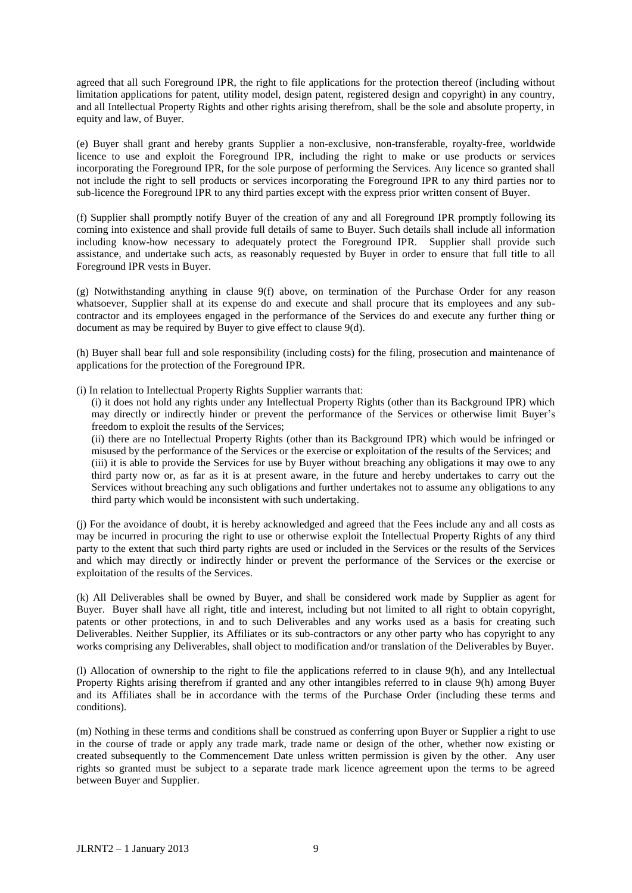agreed that all such Foreground IPR, the right to file applications for the protection thereof (including without limitation applications for patent, utility model, design patent, registered design and copyright) in any country, and all Intellectual Property Rights and other rights arising therefrom, shall be the sole and absolute property, in equity and law, of Buyer.

(e) Buyer shall grant and hereby grants Supplier a non-exclusive, non-transferable, royalty-free, worldwide licence to use and exploit the Foreground IPR, including the right to make or use products or services incorporating the Foreground IPR, for the sole purpose of performing the Services. Any licence so granted shall not include the right to sell products or services incorporating the Foreground IPR to any third parties nor to sub-licence the Foreground IPR to any third parties except with the express prior written consent of Buyer.

(f) Supplier shall promptly notify Buyer of the creation of any and all Foreground IPR promptly following its coming into existence and shall provide full details of same to Buyer. Such details shall include all information including know-how necessary to adequately protect the Foreground IPR. Supplier shall provide such assistance, and undertake such acts, as reasonably requested by Buyer in order to ensure that full title to all Foreground IPR vests in Buyer.

(g) Notwithstanding anything in clause 9(f) above, on termination of the Purchase Order for any reason whatsoever, Supplier shall at its expense do and execute and shall procure that its employees and any sub-contractor and its employees engaged in the performance of the Services do and execute any further thing or document as may be required by Buyer to give effect to clause 9(d).

(h) Buyer shall bear full and sole responsibility (including costs) for the filing, prosecution and maintenance of applications for the protection of the Foreground IPR.

(i) In relation to Intellectual Property Rights Supplier warrants that:

(i) it does not hold any rights under any Intellectual Property Rights (other than its Background IPR) which may directly or indirectly hinder or prevent the performance of the Services or otherwise limit Buyer's freedom to exploit the results of the Services;

(ii) there are no Intellectual Property Rights (other than its Background IPR) which would be infringed or misused by the performance of the Services or the exercise or exploitation of the results of the Services; and

(iii) it is able to provide the Services for use by Buyer without breaching any obligations it may owe to any third party now or, as far as it is at present aware, in the future and hereby undertakes to carry out the Services without breaching any such obligations and further undertakes not to assume any obligations to any third party which would be inconsistent with such undertaking.

(j) For the avoidance of doubt, it is hereby acknowledged and agreed that the Fees include any and all costs as may be incurred in procuring the right to use or otherwise exploit the Intellectual Property Rights of any third party to the extent that such third party rights are used or included in the Services or the results of the Services and which may directly or indirectly hinder or prevent the performance of the Services or the exercise or exploitation of the results of the Services.

(k) All Deliverables shall be owned by Buyer, and shall be considered work made by Supplier as agent for Buyer. Buyer shall have all right, title and interest, including but not limited to all right to obtain copyright, patents or other protections, in and to such Deliverables and any works used as a basis for creating such Deliverables. Neither Supplier, its Affiliates or its sub-contractors or any other party who has copyright to any works comprising any Deliverables, shall object to modification and/or translation of the Deliverables by Buyer.

(l) Allocation of ownership to the right to file the applications referred to in clause 9(h), and any Intellectual Property Rights arising therefrom if granted and any other intangibles referred to in clause 9(h) among Buyer and its Affiliates shall be in accordance with the terms of the Purchase Order (including these terms and conditions).

(m) Nothing in these terms and conditions shall be construed as conferring upon Buyer or Supplier a right to use in the course of trade or apply any trade mark, trade name or design of the other, whether now existing or created subsequently to the Commencement Date unless written permission is given by the other. Any user rights so granted must be subject to a separate trade mark licence agreement upon the terms to be agreed between Buyer and Supplier.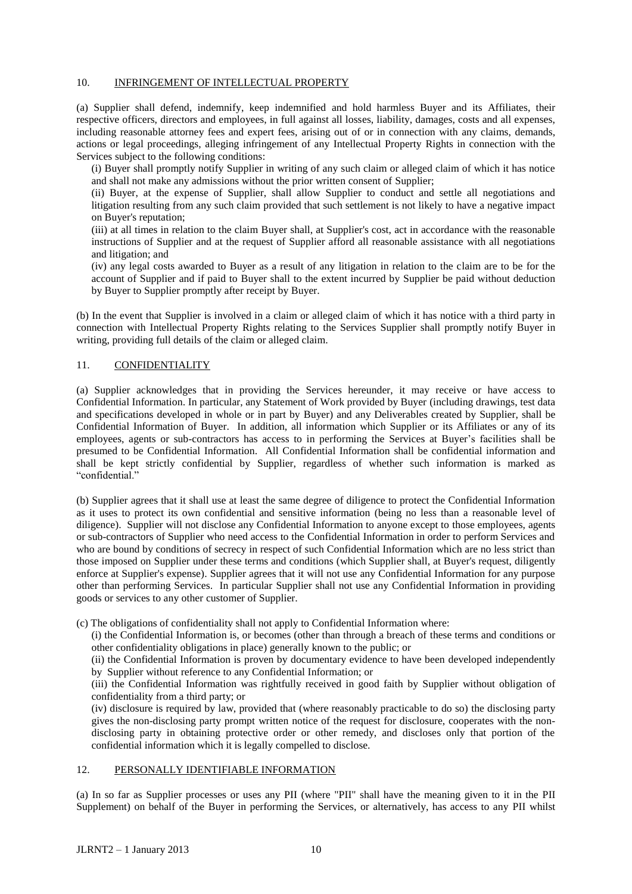## 10. INFRINGEMENT OF INTELLECTUAL PROPERTY

(a) Supplier shall defend, indemnify, keep indemnified and hold harmless Buyer and its Affiliates, their respective officers, directors and employees, in full against all losses, liability, damages, costs and all expenses, including reasonable attorney fees and expert fees, arising out of or in connection with any claims, demands, actions or legal proceedings, alleging infringement of any Intellectual Property Rights in connection with the Services subject to the following conditions:

(i) Buyer shall promptly notify Supplier in writing of any such claim or alleged claim of which it has notice and shall not make any admissions without the prior written consent of Supplier;

(ii) Buyer, at the expense of Supplier, shall allow Supplier to conduct and settle all negotiations and litigation resulting from any such claim provided that such settlement is not likely to have a negative impact on Buyer's reputation;

(iii) at all times in relation to the claim Buyer shall, at Supplier's cost, act in accordance with the reasonable instructions of Supplier and at the request of Supplier afford all reasonable assistance with all negotiations and litigation; and

(iv) any legal costs awarded to Buyer as a result of any litigation in relation to the claim are to be for the account of Supplier and if paid to Buyer shall to the extent incurred by Supplier be paid without deduction by Buyer to Supplier promptly after receipt by Buyer.

(b) In the event that Supplier is involved in a claim or alleged claim of which it has notice with a third party in connection with Intellectual Property Rights relating to the Services Supplier shall promptly notify Buyer in writing, providing full details of the claim or alleged claim.

## 11. CONFIDENTIALITY

(a) Supplier acknowledges that in providing the Services hereunder, it may receive or have access to Confidential Information. In particular, any Statement of Work provided by Buyer (including drawings, test data and specifications developed in whole or in part by Buyer) and any Deliverables created by Supplier, shall be Confidential Information of Buyer. In addition, all information which Supplier or its Affiliates or any of its employees, agents or sub-contractors has access to in performing the Services at Buyer's facilities shall be presumed to be Confidential Information. All Confidential Information shall be confidential information and shall be kept strictly confidential by Supplier, regardless of whether such information is marked as "confidential."

(b) Supplier agrees that it shall use at least the same degree of diligence to protect the Confidential Information as it uses to protect its own confidential and sensitive information (being no less than a reasonable level of diligence). Supplier will not disclose any Confidential Information to anyone except to those employees, agents or sub-contractors of Supplier who need access to the Confidential Information in order to perform Services and who are bound by conditions of secrecy in respect of such Confidential Information which are no less strict than those imposed on Supplier under these terms and conditions (which Supplier shall, at Buyer's request, diligently enforce at Supplier's expense). Supplier agrees that it will not use any Confidential Information for any purpose other than performing Services. In particular Supplier shall not use any Confidential Information in providing goods or services to any other customer of Supplier.

(c) The obligations of confidentiality shall not apply to Confidential Information where:

(i) the Confidential Information is, or becomes (other than through a breach of these terms and conditions or other confidentiality obligations in place) generally known to the public; or

(ii) the Confidential Information is proven by documentary evidence to have been developed independently by Supplier without reference to any Confidential Information; or

(iii) the Confidential Information was rightfully received in good faith by Supplier without obligation of confidentiality from a third party; or

(iv) disclosure is required by law, provided that (where reasonably practicable to do so) the disclosing party gives the non-disclosing party prompt written notice of the request for disclosure, cooperates with the non-disclosing party in obtaining protective order or other remedy, and discloses only that portion of the confidential information which it is legally compelled to disclose.

## 12. PERSONALLY IDENTIFIABLE INFORMATION

(a) In so far as Supplier processes or uses any PII (where "PII" shall have the meaning given to it in the PII Supplement) on behalf of the Buyer in performing the Services, or alternatively, has access to any PII whilst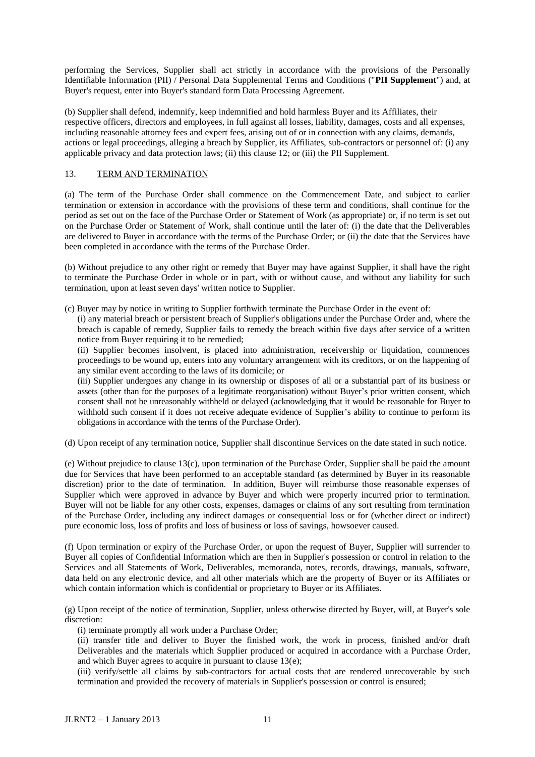performing the Services, Supplier shall act strictly in accordance with the provisions of the Personally Identifiable Information (PII) / Personal Data Supplemental Terms and Conditions ("**PII Supplement**") and, at Buyer's request, enter into Buyer's standard form Data Processing Agreement.

(b) Supplier shall defend, indemnify, keep indemnified and hold harmless Buyer and its Affiliates, their respective officers, directors and employees, in full against all losses, liability, damages, costs and all expenses, including reasonable attorney fees and expert fees, arising out of or in connection with any claims, demands, actions or legal proceedings, alleging a breach by Supplier, its Affiliates, sub-contractors or personnel of: (i) any applicable privacy and data protection laws; (ii) this clause 12; or (iii) the PII Supplement.

## 13. TERM AND TERMINATION

(a) The term of the Purchase Order shall commence on the Commencement Date, and subject to earlier termination or extension in accordance with the provisions of these term and conditions, shall continue for the period as set out on the face of the Purchase Order or Statement of Work (as appropriate) or, if no term is set out on the Purchase Order or Statement of Work, shall continue until the later of: (i) the date that the Deliverables are delivered to Buyer in accordance with the terms of the Purchase Order; or (ii) the date that the Services have been completed in accordance with the terms of the Purchase Order.

(b) Without prejudice to any other right or remedy that Buyer may have against Supplier, it shall have the right to terminate the Purchase Order in whole or in part, with or without cause, and without any liability for such termination, upon at least seven days' written notice to Supplier.

(c) Buyer may by notice in writing to Supplier forthwith terminate the Purchase Order in the event of:

(i) any material breach or persistent breach of Supplier's obligations under the Purchase Order and, where the breach is capable of remedy, Supplier fails to remedy the breach within five days after service of a written notice from Buyer requiring it to be remedied;

(ii) Supplier becomes insolvent, is placed into administration, receivership or liquidation, commences proceedings to be wound up, enters into any voluntary arrangement with its creditors, or on the happening of any similar event according to the laws of its domicile; or

(iii) Supplier undergoes any change in its ownership or disposes of all or a substantial part of its business or assets (other than for the purposes of a legitimate reorganisation) without Buyer's prior written consent, which consent shall not be unreasonably withheld or delayed (acknowledging that it would be reasonable for Buyer to withhold such consent if it does not receive adequate evidence of Supplier's ability to continue to perform its obligations in accordance with the terms of the Purchase Order).

(d) Upon receipt of any termination notice, Supplier shall discontinue Services on the date stated in such notice.

(e) Without prejudice to clause 13(c), upon termination of the Purchase Order, Supplier shall be paid the amount due for Services that have been performed to an acceptable standard (as determined by Buyer in its reasonable discretion) prior to the date of termination. In addition, Buyer will reimburse those reasonable expenses of Supplier which were approved in advance by Buyer and which were properly incurred prior to termination. Buyer will not be liable for any other costs, expenses, damages or claims of any sort resulting from termination of the Purchase Order, including any indirect damages or consequential loss or for (whether direct or indirect) pure economic loss, loss of profits and loss of business or loss of savings, howsoever caused.

(f) Upon termination or expiry of the Purchase Order, or upon the request of Buyer, Supplier will surrender to Buyer all copies of Confidential Information which are then in Supplier's possession or control in relation to the Services and all Statements of Work, Deliverables, memoranda, notes, records, drawings, manuals, software, data held on any electronic device, and all other materials which are the property of Buyer or its Affiliates or which contain information which is confidential or proprietary to Buyer or its Affiliates.

(g) Upon receipt of the notice of termination, Supplier, unless otherwise directed by Buyer, will, at Buyer's sole discretion:

(i) terminate promptly all work under a Purchase Order;

(ii) transfer title and deliver to Buyer the finished work, the work in process, finished and/or draft Deliverables and the materials which Supplier produced or acquired in accordance with a Purchase Order, and which Buyer agrees to acquire in pursuant to clause 13(e);

(iii) verify/settle all claims by sub-contractors for actual costs that are rendered unrecoverable by such termination and provided the recovery of materials in Supplier's possession or control is ensured;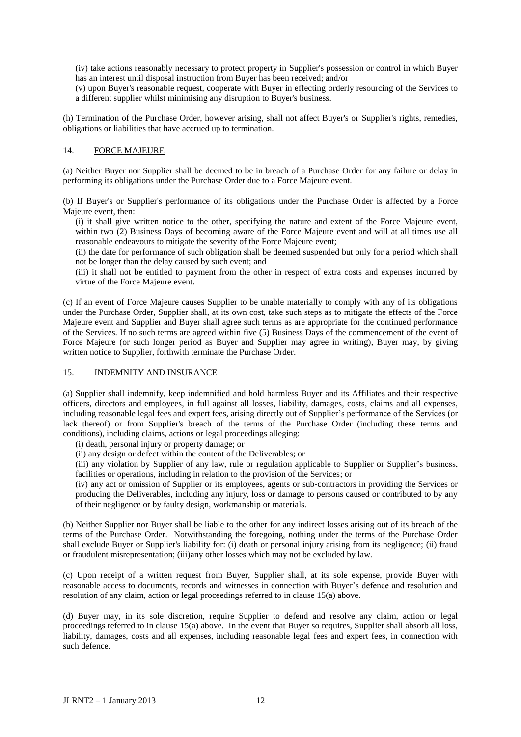(iv) take actions reasonably necessary to protect property in Supplier's possession or control in which Buyer has an interest until disposal instruction from Buyer has been received; and/or

(v) upon Buyer's reasonable request, cooperate with Buyer in effecting orderly resourcing of the Services to a different supplier whilst minimising any disruption to Buyer's business.

(h) Termination of the Purchase Order, however arising, shall not affect Buyer's or Supplier's rights, remedies, obligations or liabilities that have accrued up to termination.

## 14. FORCE MAJEURE

(a) Neither Buyer nor Supplier shall be deemed to be in breach of a Purchase Order for any failure or delay in performing its obligations under the Purchase Order due to a Force Majeure event.

(b) If Buyer's or Supplier's performance of its obligations under the Purchase Order is affected by a Force Majeure event, then:

(i) it shall give written notice to the other, specifying the nature and extent of the Force Majeure event, within two (2) Business Days of becoming aware of the Force Majeure event and will at all times use all reasonable endeavours to mitigate the severity of the Force Majeure event;

(ii) the date for performance of such obligation shall be deemed suspended but only for a period which shall not be longer than the delay caused by such event; and

(iii) it shall not be entitled to payment from the other in respect of extra costs and expenses incurred by virtue of the Force Majeure event.

(c) If an event of Force Majeure causes Supplier to be unable materially to comply with any of its obligations under the Purchase Order, Supplier shall, at its own cost, take such steps as to mitigate the effects of the Force Majeure event and Supplier and Buyer shall agree such terms as are appropriate for the continued performance of the Services. If no such terms are agreed within five (5) Business Days of the commencement of the event of Force Majeure (or such longer period as Buyer and Supplier may agree in writing), Buyer may, by giving written notice to Supplier, forthwith terminate the Purchase Order.

## 15. INDEMNITY AND INSURANCE

(a) Supplier shall indemnify, keep indemnified and hold harmless Buyer and its Affiliates and their respective officers, directors and employees, in full against all losses, liability, damages, costs, claims and all expenses, including reasonable legal fees and expert fees, arising directly out of Supplier's performance of the Services (or lack thereof) or from Supplier's breach of the terms of the Purchase Order (including these terms and conditions), including claims, actions or legal proceedings alleging:

(i) death, personal injury or property damage; or

(ii) any design or defect within the content of the Deliverables; or

(iii) any violation by Supplier of any law, rule or regulation applicable to Supplier or Supplier's business, facilities or operations, including in relation to the provision of the Services; or

(iv) any act or omission of Supplier or its employees, agents or sub-contractors in providing the Services or producing the Deliverables, including any injury, loss or damage to persons caused or contributed to by any of their negligence or by faulty design, workmanship or materials.

(b) Neither Supplier nor Buyer shall be liable to the other for any indirect losses arising out of its breach of the terms of the Purchase Order. Notwithstanding the foregoing, nothing under the terms of the Purchase Order shall exclude Buyer or Supplier's liability for: (i) death or personal injury arising from its negligence; (ii) fraud or fraudulent misrepresentation; (iii)any other losses which may not be excluded by law.

(c) Upon receipt of a written request from Buyer, Supplier shall, at its sole expense, provide Buyer with reasonable access to documents, records and witnesses in connection with Buyer's defence and resolution and resolution of any claim, action or legal proceedings referred to in clause 15(a) above.

(d) Buyer may, in its sole discretion, require Supplier to defend and resolve any claim, action or legal proceedings referred to in clause 15(a) above. In the event that Buyer so requires, Supplier shall absorb all loss, liability, damages, costs and all expenses, including reasonable legal fees and expert fees, in connection with such defence.

JLRNT2 – 1 January 2013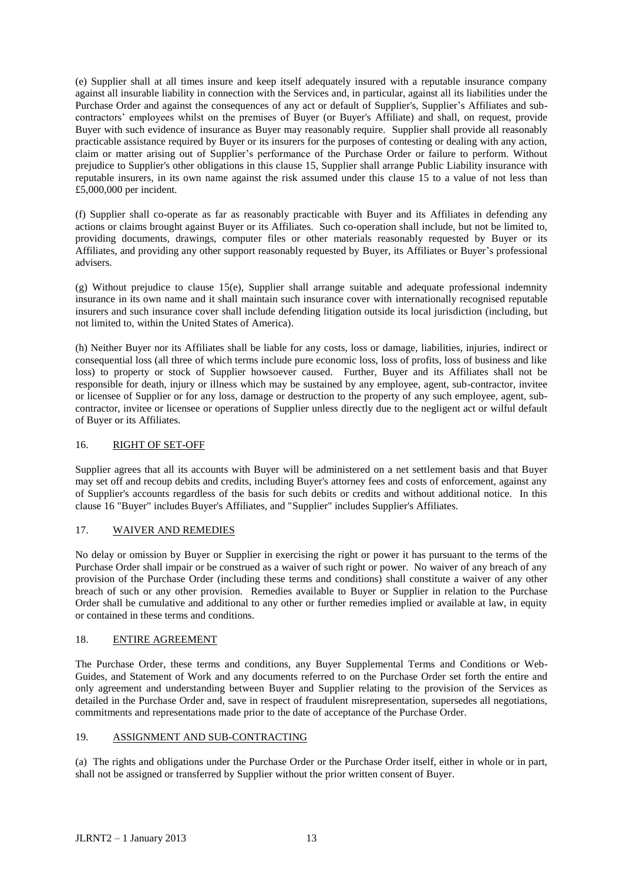(e) Supplier shall at all times insure and keep itself adequately insured with a reputable insurance company against all insurable liability in connection with the Services and, in particular, against all its liabilities under the Purchase Order and against the consequences of any act or default of Supplier's, Supplier's Affiliates and sub-contractors' employees whilst on the premises of Buyer (or Buyer's Affiliate) and shall, on request, provide Buyer with such evidence of insurance as Buyer may reasonably require. Supplier shall provide all reasonably practicable assistance required by Buyer or its insurers for the purposes of contesting or dealing with any action, claim or matter arising out of Supplier's performance of the Purchase Order or failure to perform. Without prejudice to Supplier's other obligations in this clause 15, Supplier shall arrange Public Liability insurance with reputable insurers, in its own name against the risk assumed under this clause 15 to a value of not less than £5,000,000 per incident.

(f) Supplier shall co-operate as far as reasonably practicable with Buyer and its Affiliates in defending any actions or claims brought against Buyer or its Affiliates. Such co-operation shall include, but not be limited to, providing documents, drawings, computer files or other materials reasonably requested by Buyer or its Affiliates, and providing any other support reasonably requested by Buyer, its Affiliates or Buyer's professional advisers.

(g) Without prejudice to clause 15(e), Supplier shall arrange suitable and adequate professional indemnity insurance in its own name and it shall maintain such insurance cover with internationally recognised reputable insurers and such insurance cover shall include defending litigation outside its local jurisdiction (including, but not limited to, within the United States of America).

(h) Neither Buyer nor its Affiliates shall be liable for any costs, loss or damage, liabilities, injuries, indirect or consequential loss (all three of which terms include pure economic loss, loss of profits, loss of business and like loss) to property or stock of Supplier howsoever caused. Further, Buyer and its Affiliates shall not be responsible for death, injury or illness which may be sustained by any employee, agent, sub-contractor, invitee or licensee of Supplier or for any loss, damage or destruction to the property of any such employee, agent, sub-contractor, invitee or licensee or operations of Supplier unless directly due to the negligent act or wilful default of Buyer or its Affiliates.

## 16. RIGHT OF SET-OFF

Supplier agrees that all its accounts with Buyer will be administered on a net settlement basis and that Buyer may set off and recoup debits and credits, including Buyer's attorney fees and costs of enforcement, against any of Supplier's accounts regardless of the basis for such debits or credits and without additional notice. In this clause 16 "Buyer" includes Buyer's Affiliates, and "Supplier" includes Supplier's Affiliates.

## 17. WAIVER AND REMEDIES

No delay or omission by Buyer or Supplier in exercising the right or power it has pursuant to the terms of the Purchase Order shall impair or be construed as a waiver of such right or power. No waiver of any breach of any provision of the Purchase Order (including these terms and conditions) shall constitute a waiver of any other breach of such or any other provision. Remedies available to Buyer or Supplier in relation to the Purchase Order shall be cumulative and additional to any other or further remedies implied or available at law, in equity or contained in these terms and conditions.

## 18. ENTIRE AGREEMENT

The Purchase Order, these terms and conditions, any Buyer Supplemental Terms and Conditions or Web-Guides, and Statement of Work and any documents referred to on the Purchase Order set forth the entire and only agreement and understanding between Buyer and Supplier relating to the provision of the Services as detailed in the Purchase Order and, save in respect of fraudulent misrepresentation, supersedes all negotiations, commitments and representations made prior to the date of acceptance of the Purchase Order.

## 19. ASSIGNMENT AND SUB-CONTRACTING

(a) The rights and obligations under the Purchase Order or the Purchase Order itself, either in whole or in part, shall not be assigned or transferred by Supplier without the prior written consent of Buyer.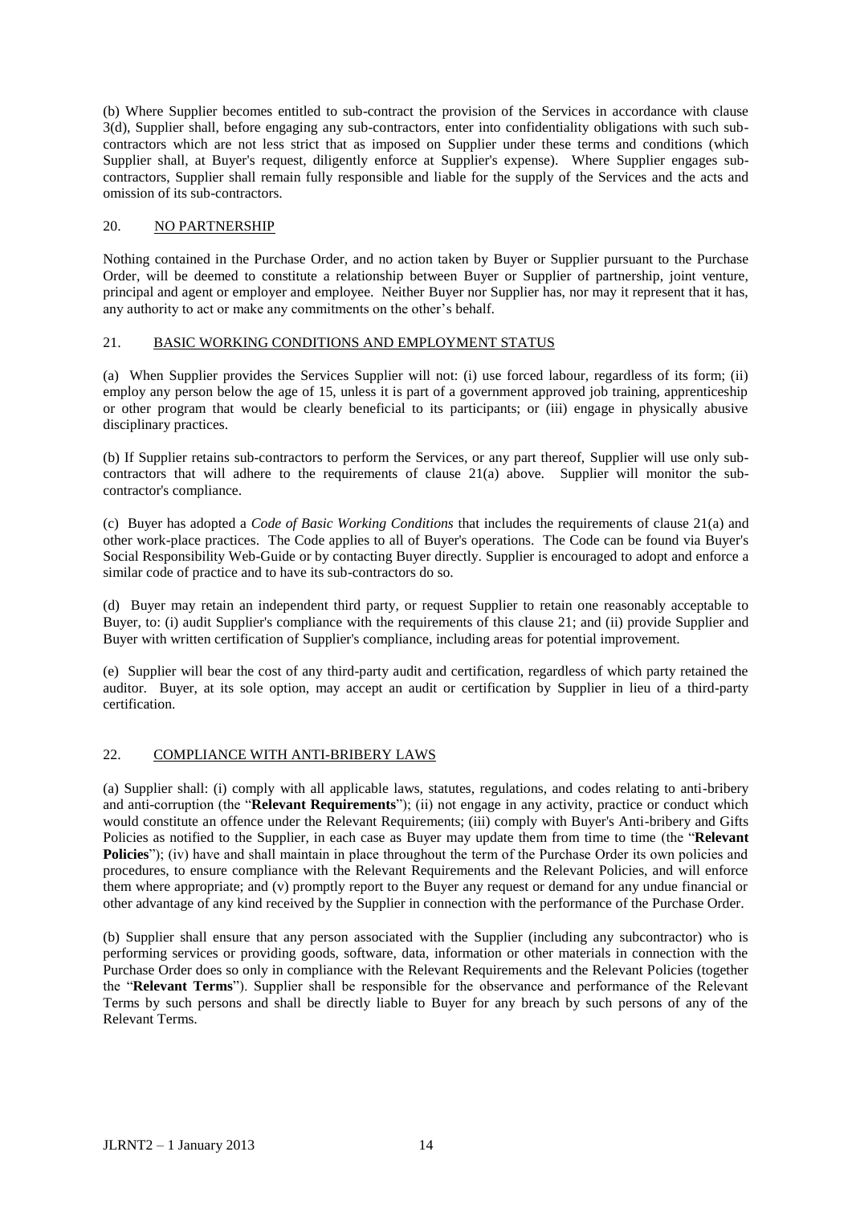(b) Where Supplier becomes entitled to sub-contract the provision of the Services in accordance with clause 3(d), Supplier shall, before engaging any sub-contractors, enter into confidentiality obligations with such sub-contractors which are not less strict that as imposed on Supplier under these terms and conditions (which Supplier shall, at Buyer's request, diligently enforce at Supplier's expense). Where Supplier engages sub-contractors, Supplier shall remain fully responsible and liable for the supply of the Services and the acts and omission of its sub-contractors.

## 20. NO PARTNERSHIP

Nothing contained in the Purchase Order, and no action taken by Buyer or Supplier pursuant to the Purchase Order, will be deemed to constitute a relationship between Buyer or Supplier of partnership, joint venture, principal and agent or employer and employee. Neither Buyer nor Supplier has, nor may it represent that it has, any authority to act or make any commitments on the other's behalf.

## 21. BASIC WORKING CONDITIONS AND EMPLOYMENT STATUS

(a) When Supplier provides the Services Supplier will not: (i) use forced labour, regardless of its form; (ii) employ any person below the age of 15, unless it is part of a government approved job training, apprenticeship or other program that would be clearly beneficial to its participants; or (iii) engage in physically abusive disciplinary practices.

(b) If Supplier retains sub-contractors to perform the Services, or any part thereof, Supplier will use only sub-contractors that will adhere to the requirements of clause 21(a) above. Supplier will monitor the sub-contractor's compliance.

(c) Buyer has adopted a *Code of Basic Working Conditions* that includes the requirements of clause 21(a) and other work-place practices. The Code applies to all of Buyer's operations. The Code can be found via Buyer's Social Responsibility Web-Guide or by contacting Buyer directly. Supplier is encouraged to adopt and enforce a similar code of practice and to have its sub-contractors do so.

(d) Buyer may retain an independent third party, or request Supplier to retain one reasonably acceptable to Buyer, to: (i) audit Supplier's compliance with the requirements of this clause 21; and (ii) provide Supplier and Buyer with written certification of Supplier's compliance, including areas for potential improvement.

(e) Supplier will bear the cost of any third-party audit and certification, regardless of which party retained the auditor. Buyer, at its sole option, may accept an audit or certification by Supplier in lieu of a third-party certification.

## 22. COMPLIANCE WITH ANTI-BRIBERY LAWS

(a) Supplier shall: (i) comply with all applicable laws, statutes, regulations, and codes relating to anti-bribery and anti-corruption (the "**Relevant Requirements**"); (ii) not engage in any activity, practice or conduct which would constitute an offence under the Relevant Requirements; (iii) comply with Buyer's Anti-bribery and Gifts Policies as notified to the Supplier, in each case as Buyer may update them from time to time (the "**Relevant Policies**"); (iv) have and shall maintain in place throughout the term of the Purchase Order its own policies and procedures, to ensure compliance with the Relevant Requirements and the Relevant Policies, and will enforce them where appropriate; and (v) promptly report to the Buyer any request or demand for any undue financial or other advantage of any kind received by the Supplier in connection with the performance of the Purchase Order.

(b) Supplier shall ensure that any person associated with the Supplier (including any subcontractor) who is performing services or providing goods, software, data, information or other materials in connection with the Purchase Order does so only in compliance with the Relevant Requirements and the Relevant Policies (together the "**Relevant Terms**"). Supplier shall be responsible for the observance and performance of the Relevant Terms by such persons and shall be directly liable to Buyer for any breach by such persons of any of the Relevant Terms.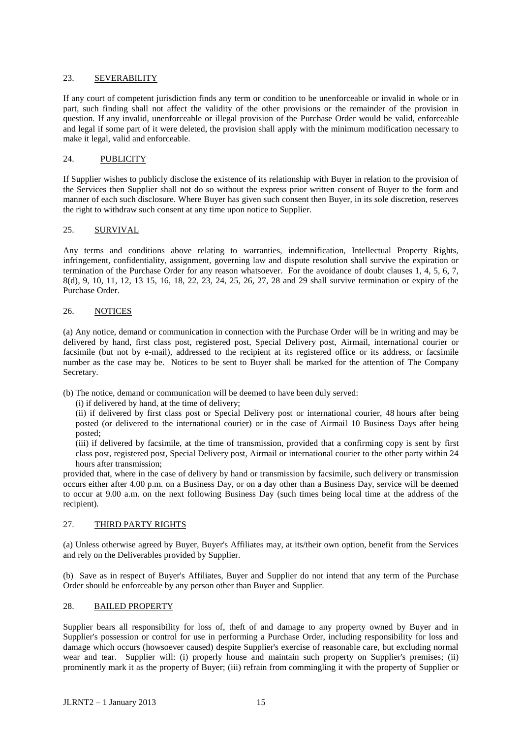## 23. SEVERABILITY

If any court of competent jurisdiction finds any term or condition to be unenforceable or invalid in whole or in part, such finding shall not affect the validity of the other provisions or the remainder of the provision in question. If any invalid, unenforceable or illegal provision of the Purchase Order would be valid, enforceable and legal if some part of it were deleted, the provision shall apply with the minimum modification necessary to make it legal, valid and enforceable.

## 24. PUBLICITY

If Supplier wishes to publicly disclose the existence of its relationship with Buyer in relation to the provision of the Services then Supplier shall not do so without the express prior written consent of Buyer to the form and manner of each such disclosure. Where Buyer has given such consent then Buyer, in its sole discretion, reserves the right to withdraw such consent at any time upon notice to Supplier.

## 25. SURVIVAL

Any terms and conditions above relating to warranties, indemnification, Intellectual Property Rights, infringement, confidentiality, assignment, governing law and dispute resolution shall survive the expiration or termination of the Purchase Order for any reason whatsoever. For the avoidance of doubt clauses 1, 4, 5, 6, 7, 8(d), 9, 10, 11, 12, 13 15, 16, 18, 22, 23, 24, 25, 26, 27, 28 and 29 shall survive termination or expiry of the Purchase Order.

## 26. NOTICES

(a) Any notice, demand or communication in connection with the Purchase Order will be in writing and may be delivered by hand, first class post, registered post, Special Delivery post, Airmail, international courier or facsimile (but not by e-mail), addressed to the recipient at its registered office or its address, or facsimile number as the case may be. Notices to be sent to Buyer shall be marked for the attention of The Company Secretary.

(b) The notice, demand or communication will be deemed to have been duly served:

(i) if delivered by hand, at the time of delivery;

(ii) if delivered by first class post or Special Delivery post or international courier, 48 hours after being posted (or delivered to the international courier) or in the case of Airmail 10 Business Days after being posted;

(iii) if delivered by facsimile, at the time of transmission, provided that a confirming copy is sent by first class post, registered post, Special Delivery post, Airmail or international courier to the other party within 24 hours after transmission;

provided that, where in the case of delivery by hand or transmission by facsimile, such delivery or transmission occurs either after 4.00 p.m. on a Business Day, or on a day other than a Business Day, service will be deemed to occur at 9.00 a.m. on the next following Business Day (such times being local time at the address of the recipient).

## 27. THIRD PARTY RIGHTS

(a) Unless otherwise agreed by Buyer, Buyer's Affiliates may, at its/their own option, benefit from the Services and rely on the Deliverables provided by Supplier.

(b) Save as in respect of Buyer's Affiliates, Buyer and Supplier do not intend that any term of the Purchase Order should be enforceable by any person other than Buyer and Supplier.

## 28. BAILED PROPERTY

Supplier bears all responsibility for loss of, theft of and damage to any property owned by Buyer and in Supplier's possession or control for use in performing a Purchase Order, including responsibility for loss and damage which occurs (howsoever caused) despite Supplier's exercise of reasonable care, but excluding normal wear and tear. Supplier will: (i) properly house and maintain such property on Supplier's premises; (ii) prominently mark it as the property of Buyer; (iii) refrain from commingling it with the property of Supplier or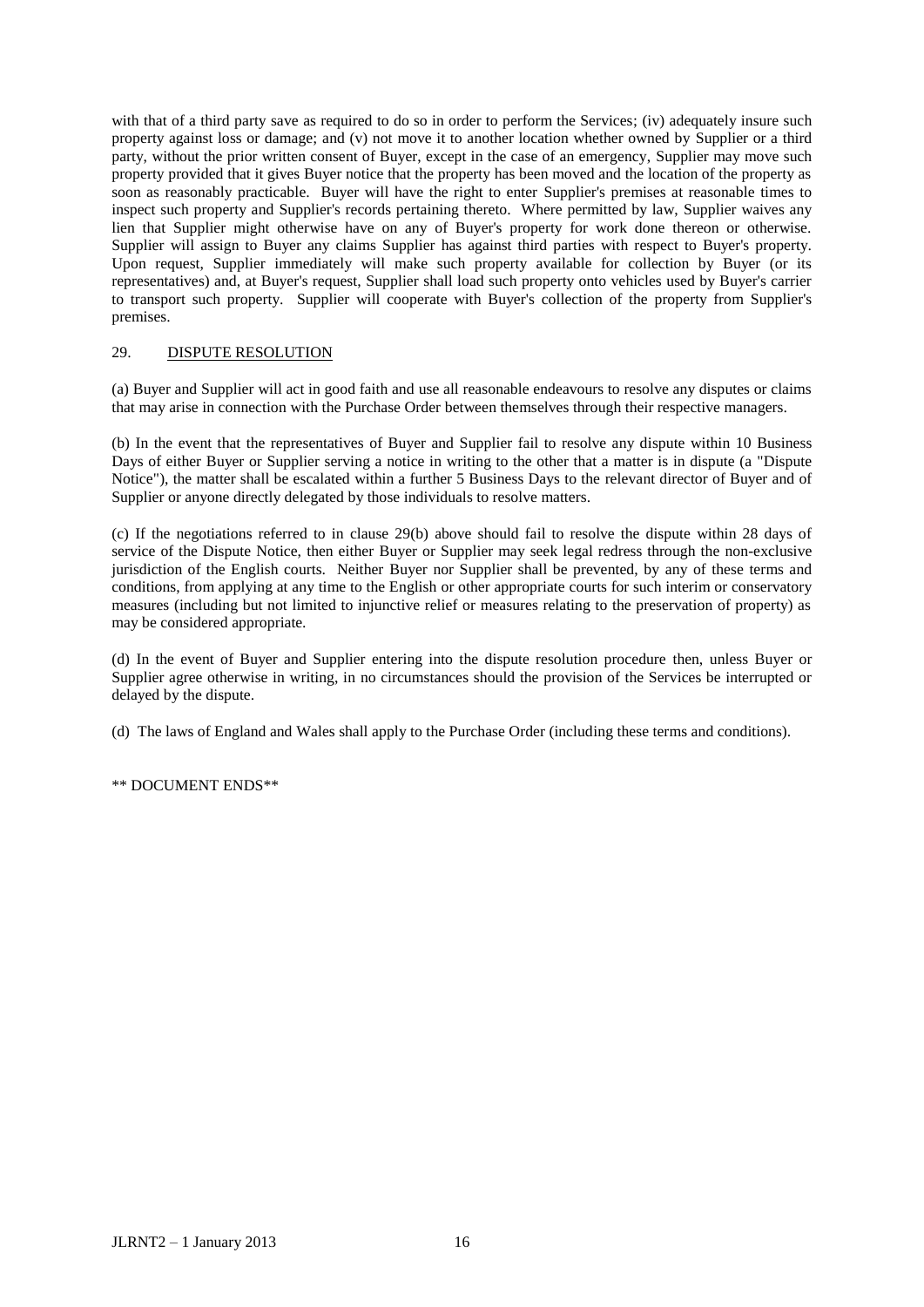with that of a third party save as required to do so in order to perform the Services; (iv) adequately insure such property against loss or damage; and (v) not move it to another location whether owned by Supplier or a third party, without the prior written consent of Buyer, except in the case of an emergency, Supplier may move such property provided that it gives Buyer notice that the property has been moved and the location of the property as soon as reasonably practicable. Buyer will have the right to enter Supplier's premises at reasonable times to inspect such property and Supplier's records pertaining thereto. Where permitted by law, Supplier waives any lien that Supplier might otherwise have on any of Buyer's property for work done thereon or otherwise. Supplier will assign to Buyer any claims Supplier has against third parties with respect to Buyer's property. Upon request, Supplier immediately will make such property available for collection by Buyer (or its representatives) and, at Buyer's request, Supplier shall load such property onto vehicles used by Buyer's carrier to transport such property. Supplier will cooperate with Buyer's collection of the property from Supplier's premises.

## 29. DISPUTE RESOLUTION

(a) Buyer and Supplier will act in good faith and use all reasonable endeavours to resolve any disputes or claims that may arise in connection with the Purchase Order between themselves through their respective managers.

(b) In the event that the representatives of Buyer and Supplier fail to resolve any dispute within 10 Business Days of either Buyer or Supplier serving a notice in writing to the other that a matter is in dispute (a "Dispute Notice"), the matter shall be escalated within a further 5 Business Days to the relevant director of Buyer and of Supplier or anyone directly delegated by those individuals to resolve matters.

(c) If the negotiations referred to in clause 29(b) above should fail to resolve the dispute within 28 days of service of the Dispute Notice, then either Buyer or Supplier may seek legal redress through the non-exclusive jurisdiction of the English courts. Neither Buyer nor Supplier shall be prevented, by any of these terms and conditions, from applying at any time to the English or other appropriate courts for such interim or conservatory measures (including but not limited to injunctive relief or measures relating to the preservation of property) as may be considered appropriate.

(d) In the event of Buyer and Supplier entering into the dispute resolution procedure then, unless Buyer or Supplier agree otherwise in writing, in no circumstances should the provision of the Services be interrupted or delayed by the dispute.

(d) The laws of England and Wales shall apply to the Purchase Order (including these terms and conditions).

** DOCUMENT ENDS**